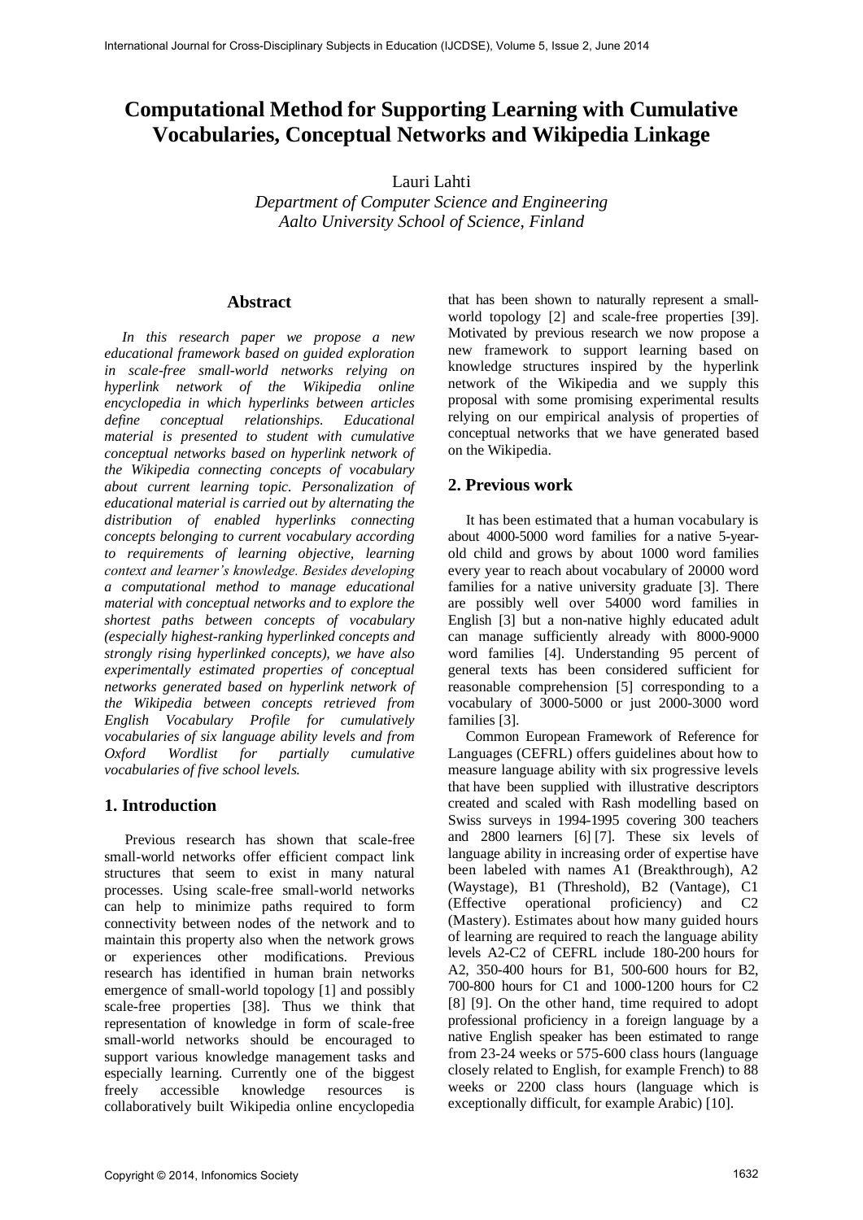# Computational Method for Supporting Learning with Cumulative Vocabularies, Conceptual Networks and Wikipedia Linkage

Lauri Lahti
*Department of Computer Science and Engineering*
*Aalto University School of Science, Finland*

## Abstract

*In this research paper we propose a new educational framework based on guided exploration in scale-free small-world networks relying on hyperlink network of the Wikipedia online encyclopedia in which hyperlinks between articles define conceptual relationships. Educational material is presented to student with cumulative conceptual networks based on hyperlink network of the Wikipedia connecting concepts of vocabulary about current learning topic. Personalization of educational material is carried out by alternating the distribution of enabled hyperlinks connecting concepts belonging to current vocabulary according to requirements of learning objective, learning context and learner's knowledge. Besides developing a computational method to manage educational material with conceptual networks and to explore the shortest paths between concepts of vocabulary (especially highest-ranking hyperlinked concepts and strongly rising hyperlinked concepts), we have also experimentally estimated properties of conceptual networks generated based on hyperlink network of the Wikipedia between concepts retrieved from English Vocabulary Profile for cumulatively vocabularies of six language ability levels and from Oxford Wordlist for partially cumulative vocabularies of five school levels.*

## 1. Introduction

Previous research has shown that scale-free small-world networks offer efficient compact link structures that seem to exist in many natural processes. Using scale-free small-world networks can help to minimize paths required to form connectivity between nodes of the network and to maintain this property also when the network grows or experiences other modifications. Previous research has identified in human brain networks emergence of small-world topology [1] and possibly scale-free properties [38]. Thus we think that representation of knowledge in form of scale-free small-world networks should be encouraged to support various knowledge management tasks and especially learning. Currently one of the biggest freely accessible knowledge resources is collaboratively built Wikipedia online encyclopedia that has been shown to naturally represent a small-world topology [2] and scale-free properties [39]. Motivated by previous research we now propose a new framework to support learning based on knowledge structures inspired by the hyperlink network of the Wikipedia and we supply this proposal with some promising experimental results relying on our empirical analysis of properties of conceptual networks that we have generated based on the Wikipedia.

## 2. Previous work

It has been estimated that a human vocabulary is about 4000-5000 word families for a native 5-year-old child and grows by about 1000 word families every year to reach about vocabulary of 20000 word families for a native university graduate [3]. There are possibly well over 54000 word families in English [3] but a non-native highly educated adult can manage sufficiently already with 8000-9000 word families [4]. Understanding 95 percent of general texts has been considered sufficient for reasonable comprehension [5] corresponding to a vocabulary of 3000-5000 or just 2000-3000 word families [3].

Common European Framework of Reference for Languages (CEFRL) offers guidelines about how to measure language ability with six progressive levels that have been supplied with illustrative descriptors created and scaled with Rash modelling based on Swiss surveys in 1994-1995 covering 300 teachers and 2800 learners [6] [7]. These six levels of language ability in increasing order of expertise have been labeled with names A1 (Breakthrough), A2 (Waystage), B1 (Threshold), B2 (Vantage), C1 (Effective operational proficiency) and C2 (Mastery). Estimates about how many guided hours of learning are required to reach the language ability levels A2-C2 of CEFRL include 180-200 hours for A2, 350-400 hours for B1, 500-600 hours for B2, 700-800 hours for C1 and 1000-1200 hours for C2 [8] [9]. On the other hand, time required to adopt professional proficiency in a foreign language by a native English speaker has been estimated to range from 23-24 weeks or 575-600 class hours (language closely related to English, for example French) to 88 weeks or 2200 class hours (language which is exceptionally difficult, for example Arabic) [10].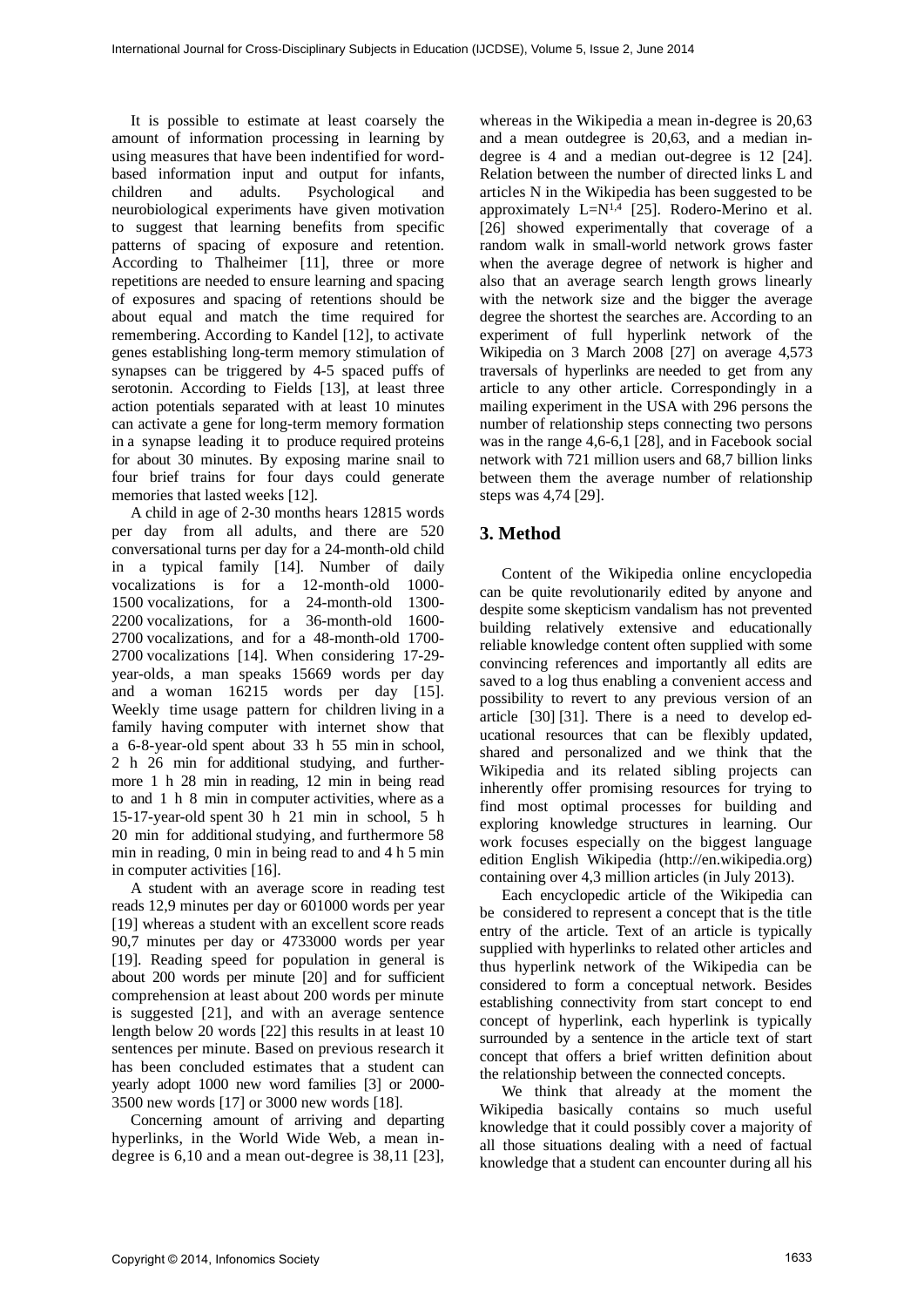It is possible to estimate at least coarsely the amount of information processing in learning by using measures that have been indentified for word-based information input and output for infants, children and adults. Psychological and neurobiological experiments have given motivation to suggest that learning benefits from specific patterns of spacing of exposure and retention. According to Thalheimer [11], three or more repetitions are needed to ensure learning and spacing of exposures and spacing of retentions should be about equal and match the time required for remembering. According to Kandel [12], to activate genes establishing long-term memory stimulation of synapses can be triggered by 4-5 spaced puffs of serotonin. According to Fields [13], at least three action potentials separated with at least 10 minutes can activate a gene for long-term memory formation in a synapse leading it to produce required proteins for about 30 minutes. By exposing marine snail to four brief trains for four days could generate memories that lasted weeks [12].

A child in age of 2-30 months hears 12815 words per day from all adults, and there are 520 conversational turns per day for a 24-month-old child in a typical family [14]. Number of daily vocalizations is for a 12-month-old 1000-1500 vocalizations, for a 24-month-old 1300-2200 vocalizations, for a 36-month-old 1600-2700 vocalizations, and for a 48-month-old 1700-2700 vocalizations [14]. When considering 17-29-year-olds, a man speaks 15669 words per day and a woman 16215 words per day [15]. Weekly time usage pattern for children living in a family having computer with internet show that a 6-8-year-old spent about 33 h 55 min in school, 2 h 26 min for additional studying, and furthermore 1 h 28 min in reading, 12 min in being read to and 1 h 8 min in computer activities, where as a 15-17-year-old spent 30 h 21 min in school, 5 h 20 min for additional studying, and furthermore 58 min in reading, 0 min in being read to and 4 h 5 min in computer activities [16].

A student with an average score in reading test reads 12,9 minutes per day or 601000 words per year [19] whereas a student with an excellent score reads 90,7 minutes per day or 4733000 words per year [19]. Reading speed for population in general is about 200 words per minute [20] and for sufficient comprehension at least about 200 words per minute is suggested [21], and with an average sentence length below 20 words [22] this results in at least 10 sentences per minute. Based on previous research it has been concluded estimates that a student can yearly adopt 1000 new word families [3] or 2000-3500 new words [17] or 3000 new words [18].

Concerning amount of arriving and departing hyperlinks, in the World Wide Web, a mean in-degree is 6,10 and a mean out-degree is 38,11 [23], whereas in the Wikipedia a mean in-degree is 20,63 and a mean outdegree is 20,63, and a median in-degree is 4 and a median out-degree is 12 [24]. Relation between the number of directed links L and articles N in the Wikipedia has been suggested to be approximately $L=N^{1,4}$ [25]. Rodero-Merino et al. [26] showed experimentally that coverage of a random walk in small-world network grows faster when the average degree of network is higher and also that an average search length grows linearly with the network size and the bigger the average degree the shortest the searches are. According to an experiment of full hyperlink network of the Wikipedia on 3 March 2008 [27] on average 4,573 traversals of hyperlinks are needed to get from any article to any other article. Correspondingly in a mailing experiment in the USA with 296 persons the number of relationship steps connecting two persons was in the range 4,6-6,1 [28], and in Facebook social network with 721 million users and 68,7 billion links between them the average number of relationship steps was 4,74 [29].

## 3. Method

Content of the Wikipedia online encyclopedia can be quite revolutionarily edited by anyone and despite some skepticism vandalism has not prevented building relatively extensive and educationally reliable knowledge content often supplied with some convincing references and importantly all edits are saved to a log thus enabling a convenient access and possibility to revert to any previous version of an article [30] [31]. There is a need to develop educational resources that can be flexibly updated, shared and personalized and we think that the Wikipedia and its related sibling projects can inherently offer promising resources for trying to find most optimal processes for building and exploring knowledge structures in learning. Our work focuses especially on the biggest language edition English Wikipedia (http://en.wikipedia.org) containing over 4,3 million articles (in July 2013).

Each encyclopedic article of the Wikipedia can be considered to represent a concept that is the title entry of the article. Text of an article is typically supplied with hyperlinks to related other articles and thus hyperlink network of the Wikipedia can be considered to form a conceptual network. Besides establishing connectivity from start concept to end concept of hyperlink, each hyperlink is typically surrounded by a sentence in the article text of start concept that offers a brief written definition about the relationship between the connected concepts.

We think that already at the moment the Wikipedia basically contains so much useful knowledge that it could possibly cover a majority of all those situations dealing with a need of factual knowledge that a student can encounter during all his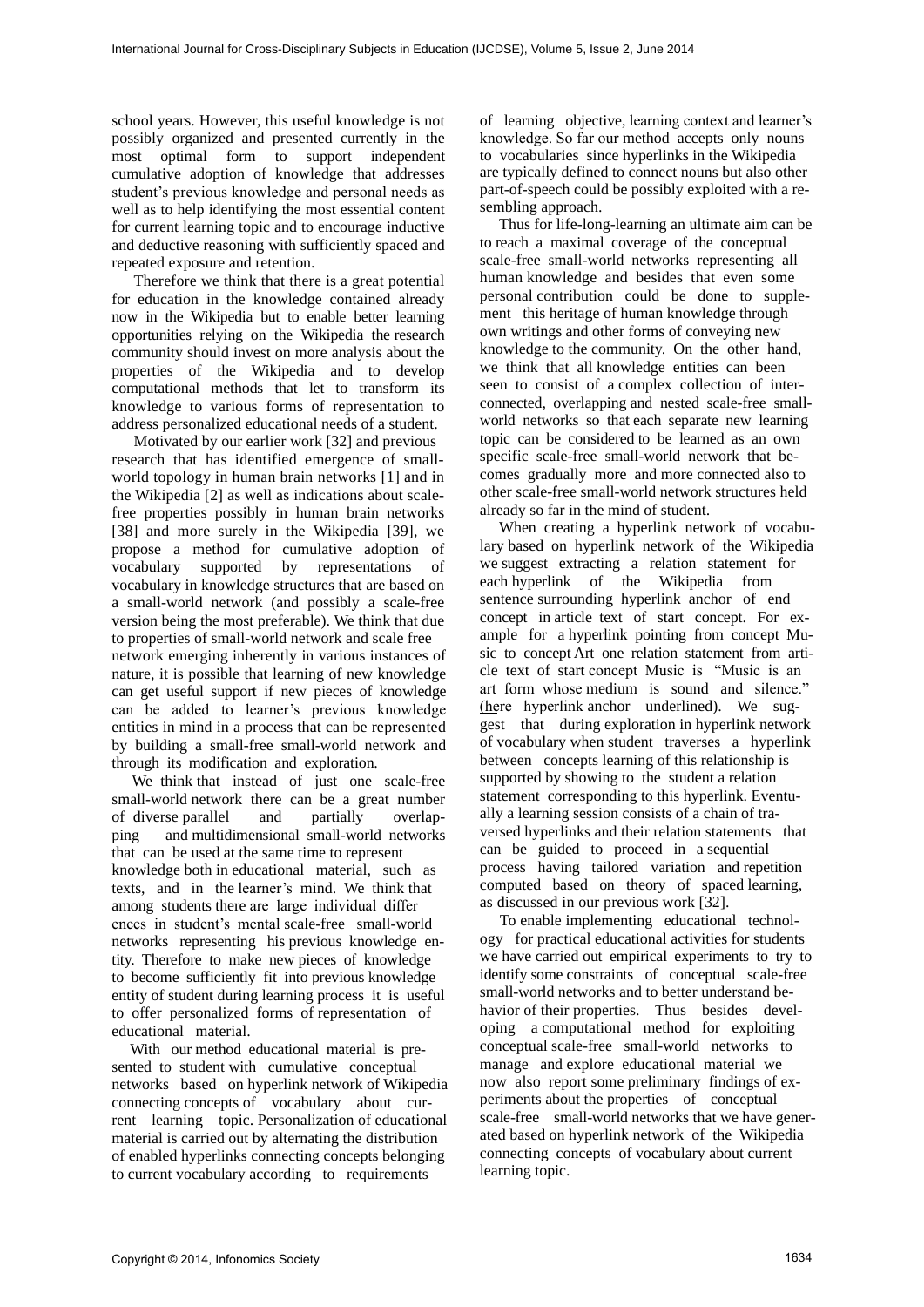school years. However, this useful knowledge is not possibly organized and presented currently in the most optimal form to support independent cumulative adoption of knowledge that addresses student's previous knowledge and personal needs as well as to help identifying the most essential content for current learning topic and to encourage inductive and deductive reasoning with sufficiently spaced and repeated exposure and retention.

Therefore we think that there is a great potential for education in the knowledge contained already now in the Wikipedia but to enable better learning opportunities relying on the Wikipedia the research community should invest on more analysis about the properties of the Wikipedia and to develop computational methods that let to transform its knowledge to various forms of representation to address personalized educational needs of a student.

Motivated by our earlier work [32] and previous research that has identified emergence of small-world topology in human brain networks [1] and in the Wikipedia [2] as well as indications about scale-free properties possibly in human brain networks [38] and more surely in the Wikipedia [39], we propose a method for cumulative adoption of vocabulary supported by representations of vocabulary in knowledge structures that are based on a small-world network (and possibly a scale-free version being the most preferable). We think that due to properties of small-world network and scale free network emerging inherently in various instances of nature, it is possible that learning of new knowledge can get useful support if new pieces of knowledge can be added to learner's previous knowledge entities in mind in a process that can be represented by building a small-free small-world network and through its modification and exploration.

We think that instead of just one scale-free small-world network there can be a great number of diverse parallel and partially overlapping and multidimensional small-world networks that can be used at the same time to represent knowledge both in educational material, such as texts, and in the learner's mind. We think that among students there are large individual differences in student's mental scale-free small-world networks representing his previous knowledge entity. Therefore to make new pieces of knowledge to become sufficiently fit into previous knowledge entity of student during learning process it is useful to offer personalized forms of representation of educational material.

With our method educational material is presented to student with cumulative conceptual networks based on hyperlink network of Wikipedia connecting concepts of vocabulary about current learning topic. Personalization of educational material is carried out by alternating the distribution of enabled hyperlinks connecting concepts belonging to current vocabulary according to requirements of learning objective, learning context and learner's knowledge. So far our method accepts only nouns to vocabularies since hyperlinks in the Wikipedia are typically defined to connect nouns but also other part-of-speech could be possibly exploited with a resembling approach.

Thus for life-long-learning an ultimate aim can be to reach a maximal coverage of the conceptual scale-free small-world networks representing all human knowledge and besides that even some personal contribution could be done to supplement this heritage of human knowledge through own writings and other forms of conveying new knowledge to the community. On the other hand, we think that all knowledge entities can been seen to consist of a complex collection of interconnected, overlapping and nested scale-free small-world networks so that each separate new learning topic can be considered to be learned as an own specific scale-free small-world network that becomes gradually more and more connected also to other scale-free small-world network structures held already so far in the mind of student.

When creating a hyperlink network of vocabulary based on hyperlink network of the Wikipedia we suggest extracting a relation statement for each hyperlink of the Wikipedia from sentence surrounding hyperlink anchor of end concept in article text of start concept. For example for a hyperlink pointing from concept Music to concept Art one relation statement from article text of start concept Music is "Music is an art form whose medium is sound and silence." (here hyperlink anchor underlined). We suggest that during exploration in hyperlink network of vocabulary when student traverses a hyperlink between concepts learning of this relationship is supported by showing to the student a relation statement corresponding to this hyperlink. Eventually a learning session consists of a chain of traversed hyperlinks and their relation statements that can be guided to proceed in a sequential process having tailored variation and repetition computed based on theory of spaced learning, as discussed in our previous work [32].

To enable implementing educational technology for practical educational activities for students we have carried out empirical experiments to try to identify some constraints of conceptual scale-free small-world networks and to better understand behavior of their properties. Thus besides developing a computational method for exploiting conceptual scale-free small-world networks to manage and explore educational material we now also report some preliminary findings of experiments about the properties of conceptual scale-free small-world networks that we have generated based on hyperlink network of the Wikipedia connecting concepts of vocabulary about current learning topic.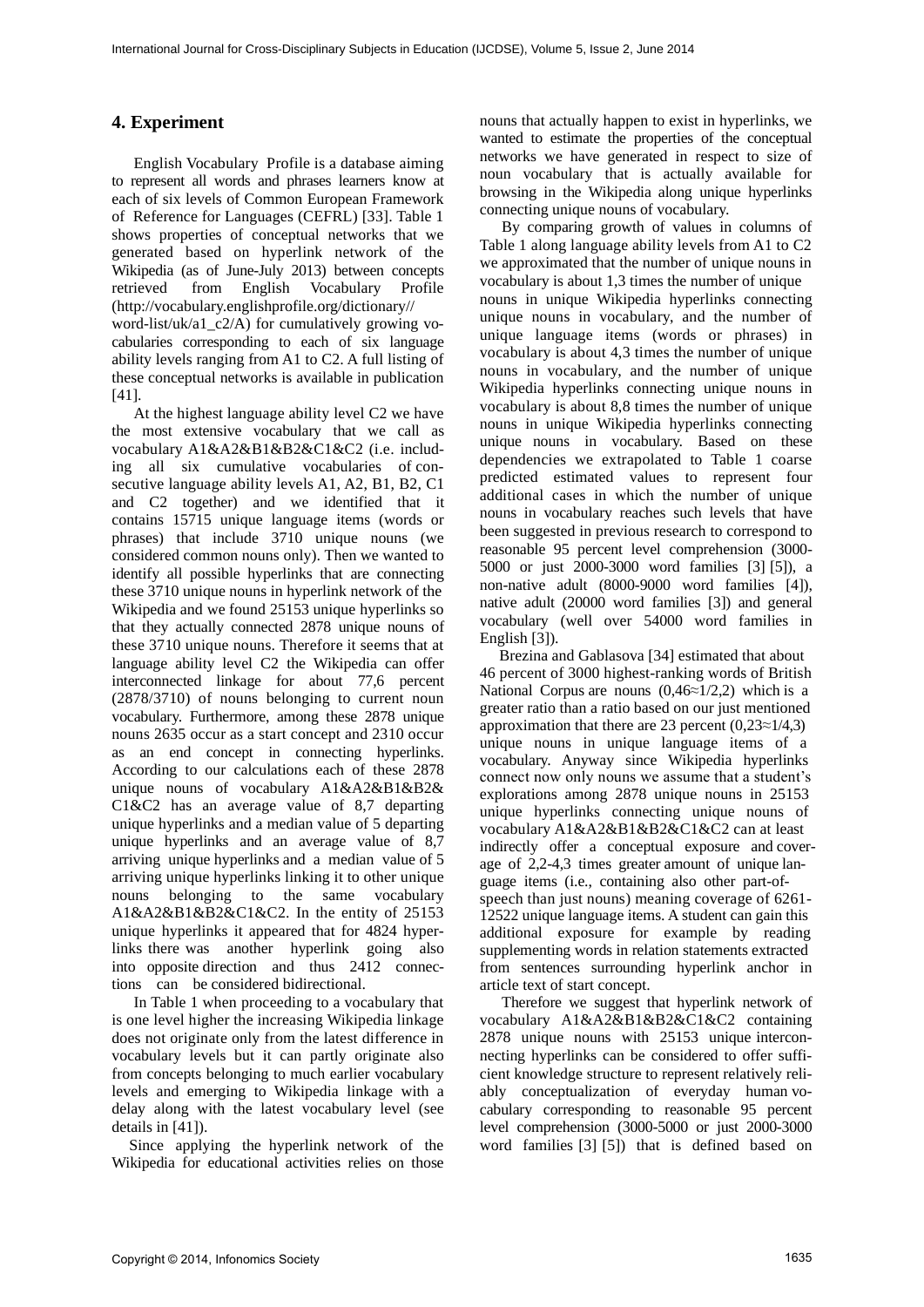## 4. Experiment

English Vocabulary Profile is a database aiming to represent all words and phrases learners know at each of six levels of Common European Framework of Reference for Languages (CEFRL) [33]. Table 1 shows properties of conceptual networks that we generated based on hyperlink network of the Wikipedia (as of June-July 2013) between concepts retrieved from English Vocabulary Profile (http://vocabulary.englishprofile.org/dictionary//word-list/uk/a1_c2/A) for cumulatively growing vocabularies corresponding to each of six language ability levels ranging from A1 to C2. A full listing of these conceptual networks is available in publication [41].

At the highest language ability level C2 we have the most extensive vocabulary that we call as vocabulary A1&A2&B1&B2&C1&C2 (i.e. including all six cumulative vocabularies of consecutive language ability levels A1, A2, B1, B2, C1 and C2 together) and we identified that it contains 15715 unique language items (words or phrases) that include 3710 unique nouns (we considered common nouns only). Then we wanted to identify all possible hyperlinks that are connecting these 3710 unique nouns in hyperlink network of the Wikipedia and we found 25153 unique hyperlinks so that they actually connected 2878 unique nouns of these 3710 unique nouns. Therefore it seems that at language ability level C2 the Wikipedia can offer interconnected linkage for about 77,6 percent (2878/3710) of nouns belonging to current noun vocabulary. Furthermore, among these 2878 unique nouns 2635 occur as a start concept and 2310 occur as an end concept in connecting hyperlinks. According to our calculations each of these 2878 unique nouns of vocabulary A1&A2&B1&B2&C1&C2 has an average value of 8,7 departing unique hyperlinks and a median value of 5 departing unique hyperlinks and an average value of 8,7 arriving unique hyperlinks and a median value of 5 arriving unique hyperlinks linking it to other unique nouns belonging to the same vocabulary A1&A2&B1&B2&C1&C2. In the entity of 25153 unique hyperlinks it appeared that for 4824 hyperlinks there was another hyperlink going also into opposite direction and thus 2412 connections can be considered bidirectional.

In Table 1 when proceeding to a vocabulary that is one level higher the increasing Wikipedia linkage does not originate only from the latest difference in vocabulary levels but it can partly originate also from concepts belonging to much earlier vocabulary levels and emerging to Wikipedia linkage with a delay along with the latest vocabulary level (see details in [41]).

Since applying the hyperlink network of the Wikipedia for educational activities relies on those nouns that actually happen to exist in hyperlinks, we wanted to estimate the properties of the conceptual networks we have generated in respect to size of noun vocabulary that is actually available for browsing in the Wikipedia along unique hyperlinks connecting unique nouns of vocabulary.

By comparing growth of values in columns of Table 1 along language ability levels from A1 to C2 we approximated that the number of unique nouns in vocabulary is about 1,3 times the number of unique nouns in unique Wikipedia hyperlinks connecting unique nouns in vocabulary, and the number of unique language items (words or phrases) in vocabulary is about 4,3 times the number of unique nouns in vocabulary, and the number of unique Wikipedia hyperlinks connecting unique nouns in vocabulary is about 8,8 times the number of unique nouns in unique Wikipedia hyperlinks connecting unique nouns in vocabulary. Based on these dependencies we extrapolated to Table 1 coarse predicted estimated values to represent four additional cases in which the number of unique nouns in vocabulary reaches such levels that have been suggested in previous research to correspond to reasonable 95 percent level comprehension (3000-5000 or just 2000-3000 word families [3] [5]), a non-native adult (8000-9000 word families [4]), native adult (20000 word families [3]) and general vocabulary (well over 54000 word families in English [3]).

Brezina and Gablasova [34] estimated that about 46 percent of 3000 highest-ranking words of British National Corpus are nouns (0,46≈1/2,2) which is a greater ratio than a ratio based on our just mentioned approximation that there are 23 percent (0,23≈1/4,3) unique nouns in unique language items of a vocabulary. Anyway since Wikipedia hyperlinks connect now only nouns we assume that a student's explorations among 2878 unique nouns in 25153 unique hyperlinks connecting unique nouns of vocabulary A1&A2&B1&B2&C1&C2 can at least indirectly offer a conceptual exposure and coverage of 2,2-4,3 times greater amount of unique language items (i.e., containing also other part-of-speech than just nouns) meaning coverage of 6261-12522 unique language items. A student can gain this additional exposure for example by reading supplementing words in relation statements extracted from sentences surrounding hyperlink anchor in article text of start concept.

Therefore we suggest that hyperlink network of vocabulary A1&A2&B1&B2&C1&C2 containing 2878 unique nouns with 25153 unique interconnecting hyperlinks can be considered to offer sufficient knowledge structure to represent relatively reliably conceptualization of everyday human vocabulary corresponding to reasonable 95 percent level comprehension (3000-5000 or just 2000-3000 word families [3] [5]) that is defined based on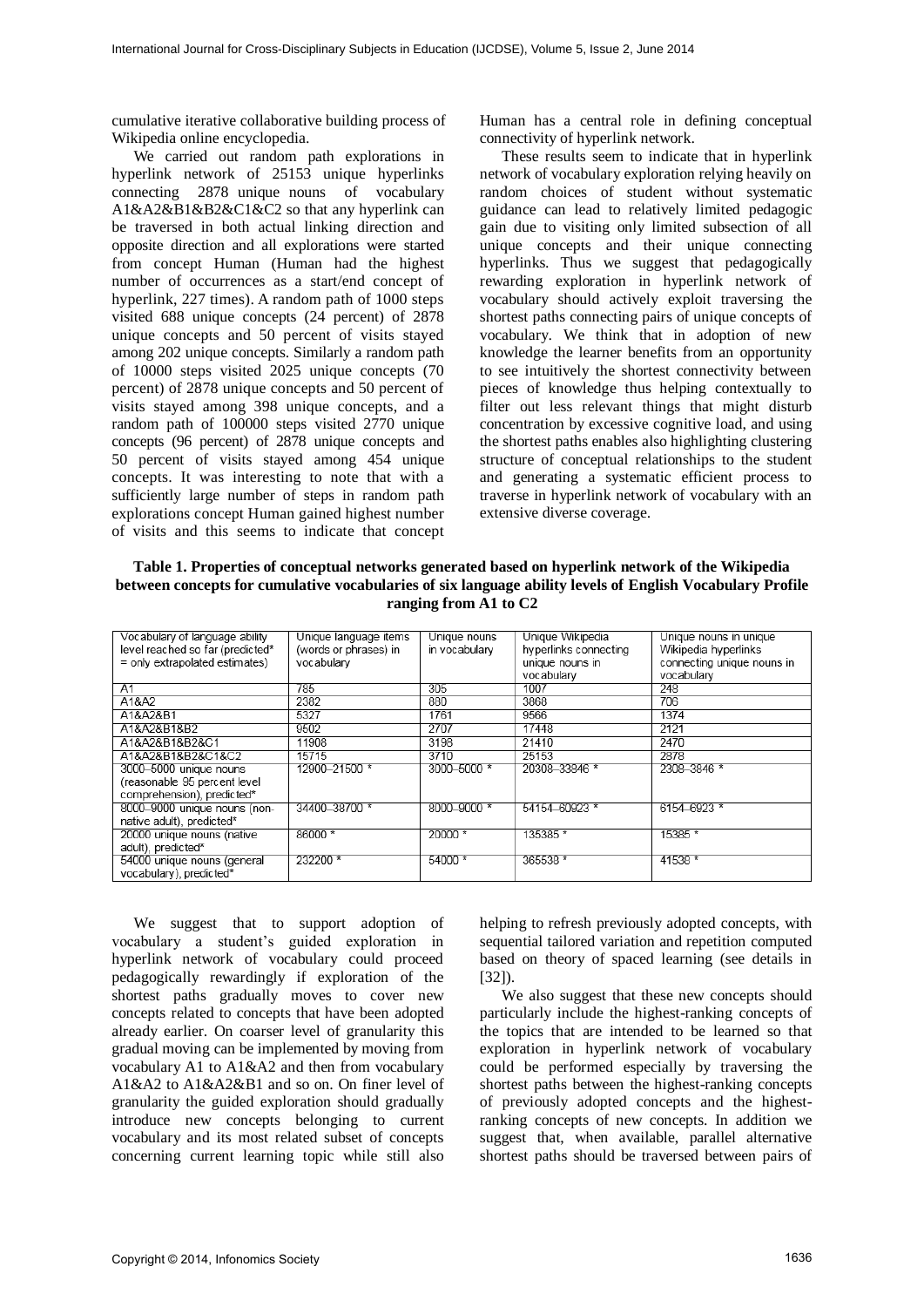cumulative iterative collaborative building process of Wikipedia online encyclopedia.

We carried out random path explorations in hyperlink network of 25153 unique hyperlinks connecting 2878 unique nouns of vocabulary A1&A2&B1&B2&C1&C2 so that any hyperlink can be traversed in both actual linking direction and opposite direction and all explorations were started from concept Human (Human had the highest number of occurrences as a start/end concept of hyperlink, 227 times). A random path of 1000 steps visited 688 unique concepts (24 percent) of 2878 unique concepts and 50 percent of visits stayed among 202 unique concepts. Similarly a random path of 10000 steps visited 2025 unique concepts (70 percent) of 2878 unique concepts and 50 percent of visits stayed among 398 unique concepts, and a random path of 100000 steps visited 2770 unique concepts (96 percent) of 2878 unique concepts and 50 percent of visits stayed among 454 unique concepts. It was interesting to note that with a sufficiently large number of steps in random path explorations concept Human gained highest number of visits and this seems to indicate that concept Human has a central role in defining conceptual connectivity of hyperlink network.

These results seem to indicate that in hyperlink network of vocabulary exploration relying heavily on random choices of student without systematic guidance can lead to relatively limited pedagogic gain due to visiting only limited subsection of all unique concepts and their unique connecting hyperlinks. Thus we suggest that pedagogically rewarding exploration in hyperlink network of vocabulary should actively exploit traversing the shortest paths connecting pairs of unique concepts of vocabulary. We think that in adoption of new knowledge the learner benefits from an opportunity to see intuitively the shortest connectivity between pieces of knowledge thus helping contextually to filter out less relevant things that might disturb concentration by excessive cognitive load, and using the shortest paths enables also highlighting clustering structure of conceptual relationships to the student and generating a systematic efficient process to traverse in hyperlink network of vocabulary with an extensive diverse coverage.

**Table 1. Properties of conceptual networks generated based on hyperlink network of the Wikipedia between concepts for cumulative vocabularies of six language ability levels of English Vocabulary Profile ranging from A1 to C2**

| Vocabulary of language ability level reached so far (predicted* = only extrapolated estimates) | Unique language items (words or phrases) in vocabulary | Unique nouns in vocabulary | Unique Wikipedia hyperlinks connecting unique nouns in vocabulary | Unique nouns in unique Wikipedia hyperlinks connecting unique nouns in vocabulary |
|---|---|---|---|---|
| A1 | 785 | 305 | 1007 | 249 |
| A1&A2 | 2382 | 880 | 3868 | 706 |
| A1&A2&B1 | 5327 | 1761 | 9566 | 1374 |
| A1&A2&B1&B2 | 9502 | 2707 | 17448 | 2121 |
| A1&A2&B1&B2&C1 | 11908 | 3198 | 21410 | 2470 |
| A1&A2&B1&B2&C1&C2 | 15715 | 3710 | 25153 | 2878 |
| 3000–5000 unique nouns (reasonable 95 percent level comprehension), predicted* | 12900–21500 * | 3000–5000 * | 20308–33846 * | 2308–3846 * |
| 8000–9000 unique nouns (non-native adult), predicted* | 34400–38700 * | 8000–9000 * | 54154–60923 * | 6154–6923 * |
| 20000 unique nouns (native adult), predicted* | 86000 * | 20000 * | 135385 * | 15385 * |
| 54000 unique nouns (general vocabulary), predicted* | 232200 * | 54000 * | 365538 * | 41538 * |

We suggest that to support adoption of vocabulary a student's guided exploration in hyperlink network of vocabulary could proceed pedagogically rewardingly if exploration of the shortest paths gradually moves to cover new concepts related to concepts that have been adopted already earlier. On coarser level of granularity this gradual moving can be implemented by moving from vocabulary A1 to A1&A2 and then from vocabulary A1&A2 to A1&A2&B1 and so on. On finer level of granularity the guided exploration should gradually introduce new concepts belonging to current vocabulary and its most related subset of concepts concerning current learning topic while still also helping to refresh previously adopted concepts, with sequential tailored variation and repetition computed based on theory of spaced learning (see details in [32]).

We also suggest that these new concepts should particularly include the highest-ranking concepts of the topics that are intended to be learned so that exploration in hyperlink network of vocabulary could be performed especially by traversing the shortest paths between the highest-ranking concepts of previously adopted concepts and the highest-ranking concepts of new concepts. In addition we suggest that, when available, parallel alternative shortest paths should be traversed between pairs of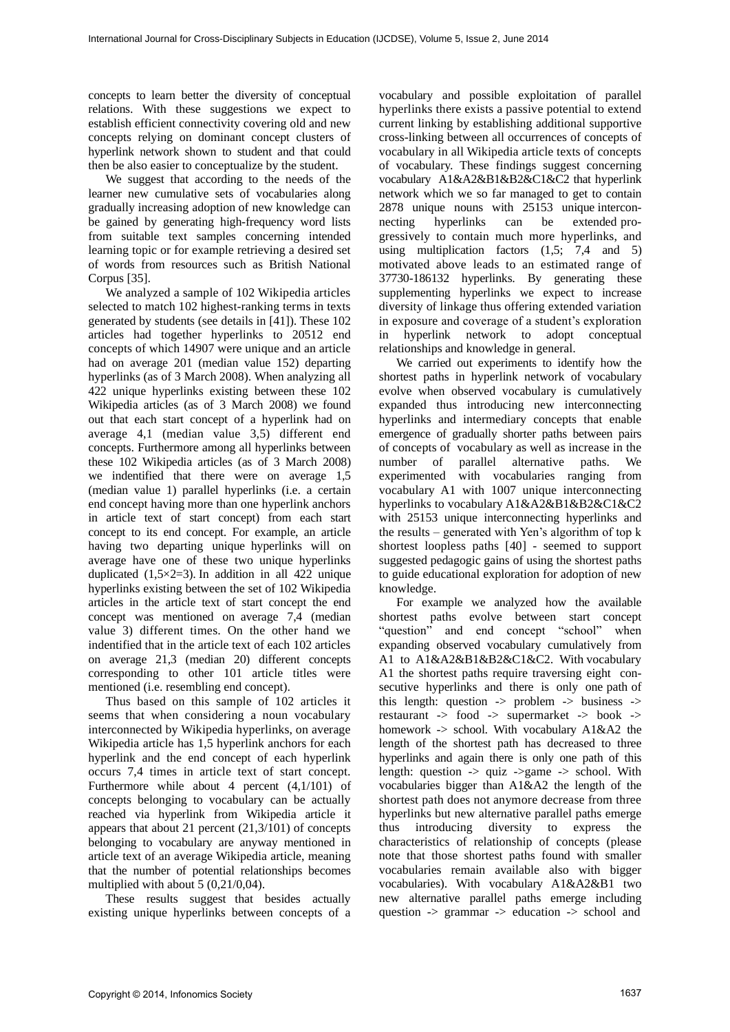concepts to learn better the diversity of conceptual relations. With these suggestions we expect to establish efficient connectivity covering old and new concepts relying on dominant concept clusters of hyperlink network shown to student and that could then be also easier to conceptualize by the student.

We suggest that according to the needs of the learner new cumulative sets of vocabularies along gradually increasing adoption of new knowledge can be gained by generating high-frequency word lists from suitable text samples concerning intended learning topic or for example retrieving a desired set of words from resources such as British National Corpus [35].

We analyzed a sample of 102 Wikipedia articles selected to match 102 highest-ranking terms in texts generated by students (see details in [41]). These 102 articles had together hyperlinks to 20512 end concepts of which 14907 were unique and an article had on average 201 (median value 152) departing hyperlinks (as of 3 March 2008). When analyzing all 422 unique hyperlinks existing between these 102 Wikipedia articles (as of 3 March 2008) we found out that each start concept of a hyperlink had on average 4,1 (median value 3,5) different end concepts. Furthermore among all hyperlinks between these 102 Wikipedia articles (as of 3 March 2008) we indentified that there were on average 1,5 (median value 1) parallel hyperlinks (i.e. a certain end concept having more than one hyperlink anchors in article text of start concept) from each start concept to its end concept. For example, an article having two departing unique hyperlinks will on average have one of these two unique hyperlinks duplicated (1,5×2=3). In addition in all 422 unique hyperlinks existing between the set of 102 Wikipedia articles in the article text of start concept the end concept was mentioned on average 7,4 (median value 3) different times. On the other hand we indentified that in the article text of each 102 articles on average 21,3 (median 20) different concepts corresponding to other 101 article titles were mentioned (i.e. resembling end concept).

Thus based on this sample of 102 articles it seems that when considering a noun vocabulary interconnected by Wikipedia hyperlinks, on average Wikipedia article has 1,5 hyperlink anchors for each hyperlink and the end concept of each hyperlink occurs 7,4 times in article text of start concept. Furthermore while about 4 percent (4,1/101) of concepts belonging to vocabulary can be actually reached via hyperlink from Wikipedia article it appears that about 21 percent (21,3/101) of concepts belonging to vocabulary are anyway mentioned in article text of an average Wikipedia article, meaning that the number of potential relationships becomes multiplied with about 5 (0,21/0,04).

These results suggest that besides actually existing unique hyperlinks between concepts of a vocabulary and possible exploitation of parallel hyperlinks there exists a passive potential to extend current linking by establishing additional supportive cross-linking between all occurrences of concepts of vocabulary in all Wikipedia article texts of concepts of vocabulary. These findings suggest concerning vocabulary A1&A2&B1&B2&C1&C2 that hyperlink network which we so far managed to get to contain 2878 unique nouns with 25153 unique interconnecting hyperlinks can be extended progressively to contain much more hyperlinks, and using multiplication factors (1,5; 7,4 and 5) motivated above leads to an estimated range of 37730-186132 hyperlinks. By generating these supplementing hyperlinks we expect to increase diversity of linkage thus offering extended variation in exposure and coverage of a student's exploration in hyperlink network to adopt conceptual relationships and knowledge in general.

We carried out experiments to identify how the shortest paths in hyperlink network of vocabulary evolve when observed vocabulary is cumulatively expanded thus introducing new interconnecting hyperlinks and intermediary concepts that enable emergence of gradually shorter paths between pairs of concepts of vocabulary as well as increase in the number of parallel alternative paths. We experimented with vocabularies ranging from vocabulary A1 with 1007 unique interconnecting hyperlinks to vocabulary A1&A2&B1&B2&C1&C2 with 25153 unique interconnecting hyperlinks and the results – generated with Yen's algorithm of top k shortest loopless paths [40] - seemed to support suggested pedagogic gains of using the shortest paths to guide educational exploration for adoption of new knowledge.

For example we analyzed how the available shortest paths evolve between start concept "question" and end concept "school" when expanding observed vocabulary cumulatively from A1 to A1&A2&B1&B2&C1&C2. With vocabulary A1 the shortest paths require traversing eight consecutive hyperlinks and there is only one path of this length: question -> problem -> business -> restaurant -> food -> supermarket -> book -> homework -> school. With vocabulary A1&A2 the length of the shortest path has decreased to three hyperlinks and again there is only one path of this length: question -> quiz ->game -> school. With vocabularies bigger than A1&A2 the length of the shortest path does not anymore decrease from three hyperlinks but new alternative parallel paths emerge thus introducing diversity to express the characteristics of relationship of concepts (please note that those shortest paths found with smaller vocabularies remain available also with bigger vocabularies). With vocabulary A1&A2&B1 two new alternative parallel paths emerge including question -> grammar -> education -> school and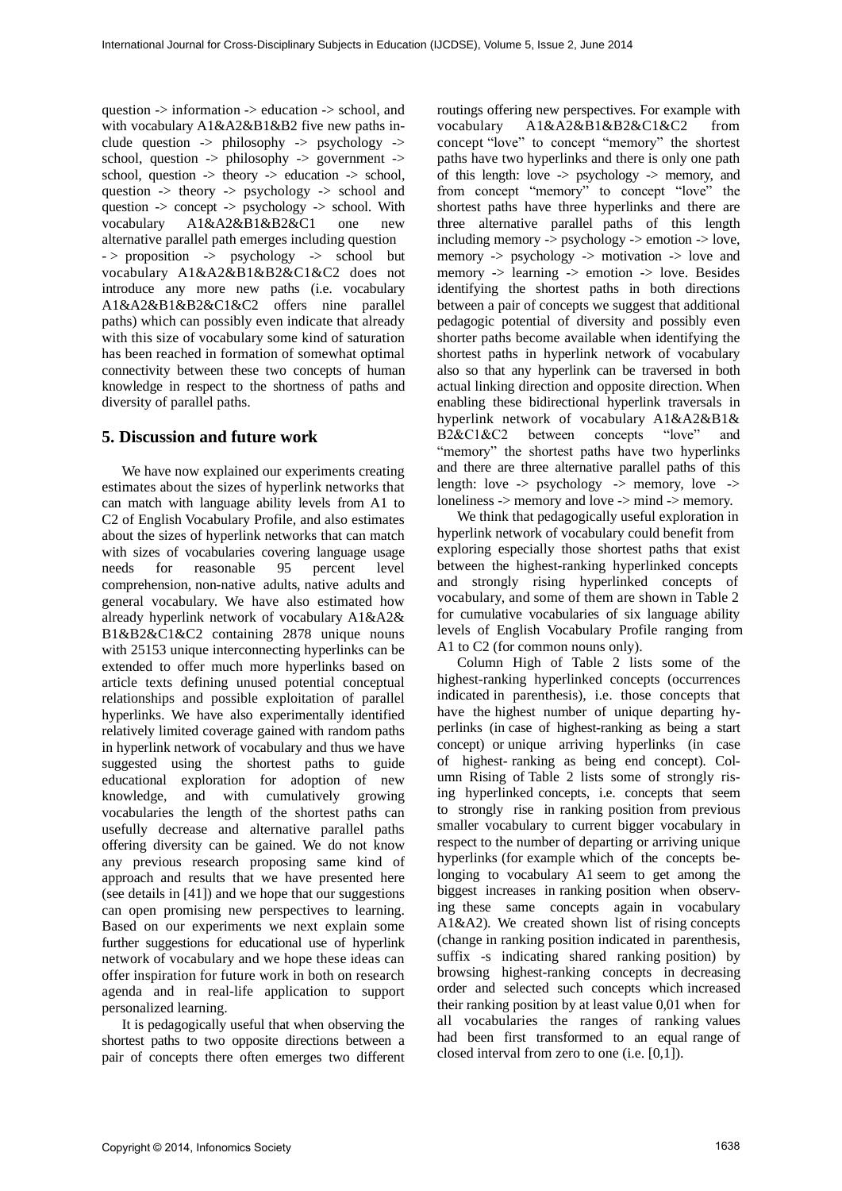question -> information -> education -> school, and with vocabulary A1&A2&B1&B2 five new paths include question -> philosophy -> psychology -> school, question -> philosophy -> government -> school, question -> theory -> education -> school, question -> theory -> psychology -> school and question -> concept -> psychology -> school. With vocabulary A1&A2&B1&B2&C1 one new alternative parallel path emerges including question -> proposition -> psychology -> school but vocabulary A1&A2&B1&B2&C1&C2 does not introduce any more new paths (i.e. vocabulary A1&A2&B1&B2&C1&C2 offers nine parallel paths) which can possibly even indicate that already with this size of vocabulary some kind of saturation has been reached in formation of somewhat optimal connectivity between these two concepts of human knowledge in respect to the shortness of paths and diversity of parallel paths.

## 5. Discussion and future work

We have now explained our experiments creating estimates about the sizes of hyperlink networks that can match with language ability levels from A1 to C2 of English Vocabulary Profile, and also estimates about the sizes of hyperlink networks that can match with sizes of vocabularies covering language usage needs for reasonable 95 percent level comprehension, non-native adults, native adults and general vocabulary. We have also estimated how already hyperlink network of vocabulary A1&A2& B1&B2&C1&C2 containing 2878 unique nouns with 25153 unique interconnecting hyperlinks can be extended to offer much more hyperlinks based on article texts defining unused potential conceptual relationships and possible exploitation of parallel hyperlinks. We have also experimentally identified relatively limited coverage gained with random paths in hyperlink network of vocabulary and thus we have suggested using the shortest paths to guide educational exploration for adoption of new knowledge, and with cumulatively growing vocabularies the length of the shortest paths can usefully decrease and alternative parallel paths offering diversity can be gained. We do not know any previous research proposing same kind of approach and results that we have presented here (see details in [41]) and we hope that our suggestions can open promising new perspectives to learning. Based on our experiments we next explain some further suggestions for educational use of hyperlink network of vocabulary and we hope these ideas can offer inspiration for future work in both on research agenda and in real-life application to support personalized learning.

It is pedagogically useful that when observing the shortest paths to two opposite directions between a pair of concepts there often emerges two different routings offering new perspectives. For example with vocabulary A1&A2&B1&B2&C1&C2 from concept "love" to concept "memory" the shortest paths have two hyperlinks and there is only one path of this length: love -> psychology -> memory, and from concept "memory" to concept "love" the shortest paths have three hyperlinks and there are three alternative parallel paths of this length including memory -> psychology -> emotion -> love, memory -> psychology -> motivation -> love and memory -> learning -> emotion -> love. Besides identifying the shortest paths in both directions between a pair of concepts we suggest that additional pedagogic potential of diversity and possibly even shorter paths become available when identifying the shortest paths in hyperlink network of vocabulary also so that any hyperlink can be traversed in both actual linking direction and opposite direction. When enabling these bidirectional hyperlink traversals in hyperlink network of vocabulary A1&A2&B1& B2&C1&C2 between concepts "love" and "memory" the shortest paths have two hyperlinks and there are three alternative parallel paths of this length: love -> psychology -> memory, love -> loneliness -> memory and love -> mind -> memory.

We think that pedagogically useful exploration in hyperlink network of vocabulary could benefit from exploring especially those shortest paths that exist between the highest-ranking hyperlinked concepts and strongly rising hyperlinked concepts of vocabulary, and some of them are shown in Table 2 for cumulative vocabularies of six language ability levels of English Vocabulary Profile ranging from A1 to C2 (for common nouns only).

Column High of Table 2 lists some of the highest-ranking hyperlinked concepts (occurrences indicated in parenthesis), i.e. those concepts that have the highest number of unique departing hyperlinks (in case of highest-ranking as being a start concept) or unique arriving hyperlinks (in case of highest- ranking as being end concept). Column Rising of Table 2 lists some of strongly rising hyperlinked concepts, i.e. concepts that seem to strongly rise in ranking position from previous smaller vocabulary to current bigger vocabulary in respect to the number of departing or arriving unique hyperlinks (for example which of the concepts belonging to vocabulary A1 seem to get among the biggest increases in ranking position when observing these same concepts again in vocabulary A1&A2). We created shown list of rising concepts (change in ranking position indicated in parenthesis, suffix -s indicating shared ranking position) by browsing highest-ranking concepts in decreasing order and selected such concepts which increased their ranking position by at least value 0,01 when for all vocabularies the ranges of ranking values had been first transformed to an equal range of closed interval from zero to one (i.e. [0,1]).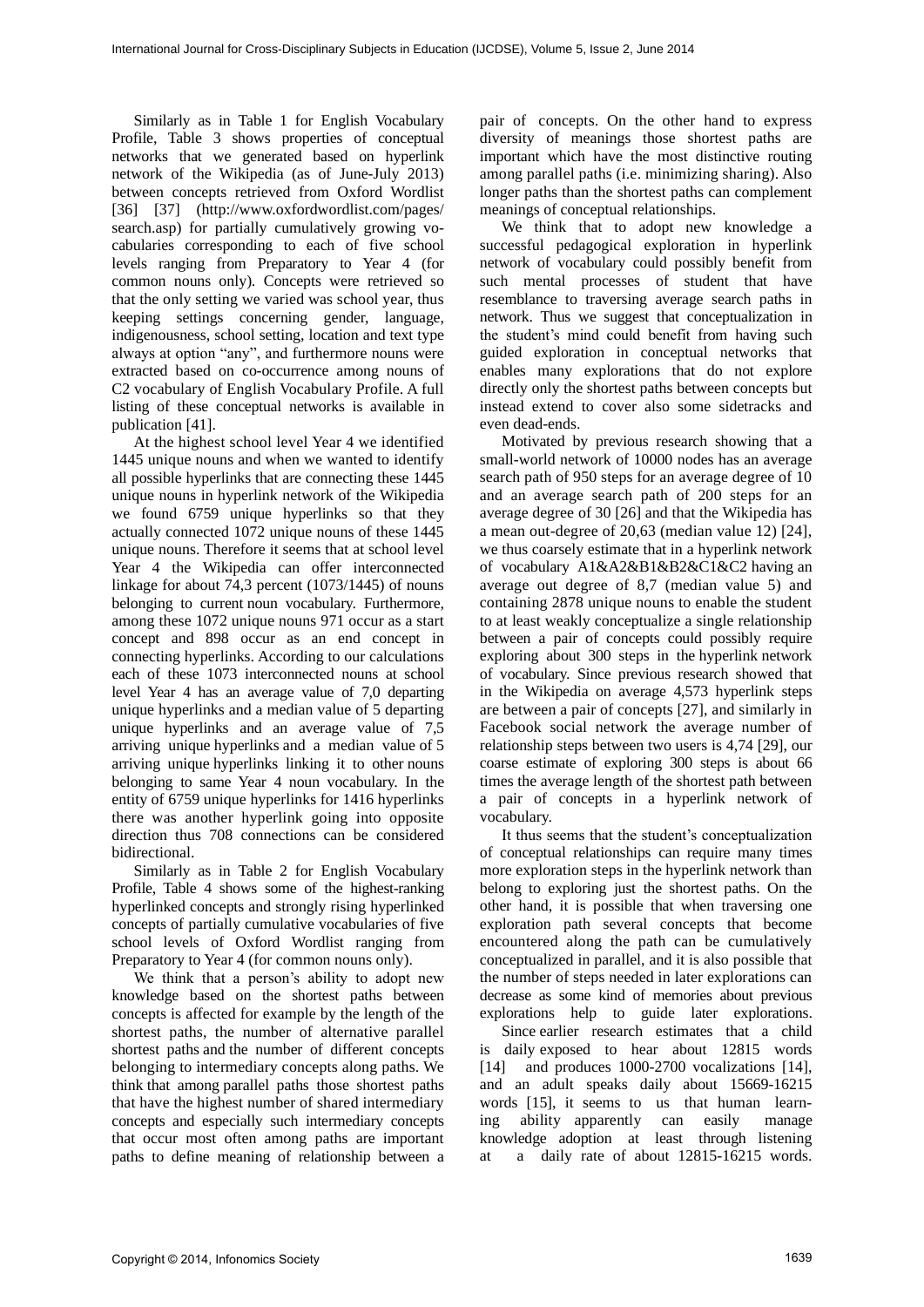Similarly as in Table 1 for English Vocabulary Profile, Table 3 shows properties of conceptual networks that we generated based on hyperlink network of the Wikipedia (as of June-July 2013) between concepts retrieved from Oxford Wordlist [36] [37] (http://www.oxfordwordlist.com/pages/search.asp) for partially cumulatively growing vocabularies corresponding to each of five school levels ranging from Preparatory to Year 4 (for common nouns only). Concepts were retrieved so that the only setting we varied was school year, thus keeping settings concerning gender, language, indigenousness, school setting, location and text type always at option "any", and furthermore nouns were extracted based on co-occurrence among nouns of C2 vocabulary of English Vocabulary Profile. A full listing of these conceptual networks is available in publication [41].

At the highest school level Year 4 we identified 1445 unique nouns and when we wanted to identify all possible hyperlinks that are connecting these 1445 unique nouns in hyperlink network of the Wikipedia we found 6759 unique hyperlinks so that they actually connected 1072 unique nouns of these 1445 unique nouns. Therefore it seems that at school level Year 4 the Wikipedia can offer interconnected linkage for about 74,3 percent (1073/1445) of nouns belonging to current noun vocabulary. Furthermore, among these 1072 unique nouns 971 occur as a start concept and 898 occur as an end concept in connecting hyperlinks. According to our calculations each of these 1073 interconnected nouns at school level Year 4 has an average value of 7,0 departing unique hyperlinks and a median value of 5 departing unique hyperlinks and an average value of 7,5 arriving unique hyperlinks and a median value of 5 arriving unique hyperlinks linking it to other nouns belonging to same Year 4 noun vocabulary. In the entity of 6759 unique hyperlinks for 1416 hyperlinks there was another hyperlink going into opposite direction thus 708 connections can be considered bidirectional.

Similarly as in Table 2 for English Vocabulary Profile, Table 4 shows some of the highest-ranking hyperlinked concepts and strongly rising hyperlinked concepts of partially cumulative vocabularies of five school levels of Oxford Wordlist ranging from Preparatory to Year 4 (for common nouns only).

We think that a person's ability to adopt new knowledge based on the shortest paths between concepts is affected for example by the length of the shortest paths, the number of alternative parallel shortest paths and the number of different concepts belonging to intermediary concepts along paths. We think that among parallel paths those shortest paths that have the highest number of shared intermediary concepts and especially such intermediary concepts that occur most often among paths are important paths to define meaning of relationship between a pair of concepts. On the other hand to express diversity of meanings those shortest paths are important which have the most distinctive routing among parallel paths (i.e. minimizing sharing). Also longer paths than the shortest paths can complement meanings of conceptual relationships.

We think that to adopt new knowledge a successful pedagogical exploration in hyperlink network of vocabulary could possibly benefit from such mental processes of student that have resemblance to traversing average search paths in network. Thus we suggest that conceptualization in the student's mind could benefit from having such guided exploration in conceptual networks that enables many explorations that do not explore directly only the shortest paths between concepts but instead extend to cover also some sidetracks and even dead-ends.

Motivated by previous research showing that a small-world network of 10000 nodes has an average search path of 950 steps for an average degree of 10 and an average search path of 200 steps for an average degree of 30 [26] and that the Wikipedia has a mean out-degree of 20,63 (median value 12) [24], we thus coarsely estimate that in a hyperlink network of vocabulary A1&A2&B1&B2&C1&C2 having an average out degree of 8,7 (median value 5) and containing 2878 unique nouns to enable the student to at least weakly conceptualize a single relationship between a pair of concepts could possibly require exploring about 300 steps in the hyperlink network of vocabulary. Since previous research showed that in the Wikipedia on average 4,573 hyperlink steps are between a pair of concepts [27], and similarly in Facebook social network the average number of relationship steps between two users is 4,74 [29], our coarse estimate of exploring 300 steps is about 66 times the average length of the shortest path between a pair of concepts in a hyperlink network of vocabulary.

It thus seems that the student's conceptualization of conceptual relationships can require many times more exploration steps in the hyperlink network than belong to exploring just the shortest paths. On the other hand, it is possible that when traversing one exploration path several concepts that become encountered along the path can be cumulatively conceptualized in parallel, and it is also possible that the number of steps needed in later explorations can decrease as some kind of memories about previous explorations help to guide later explorations.

Since earlier research estimates that a child is daily exposed to hear about 12815 words [14] and produces 1000-2700 vocalizations [14], and an adult speaks daily about 15669-16215 words [15], it seems to us that human learning ability apparently can easily manage knowledge adoption at least through listening at a daily rate of about 12815-16215 words.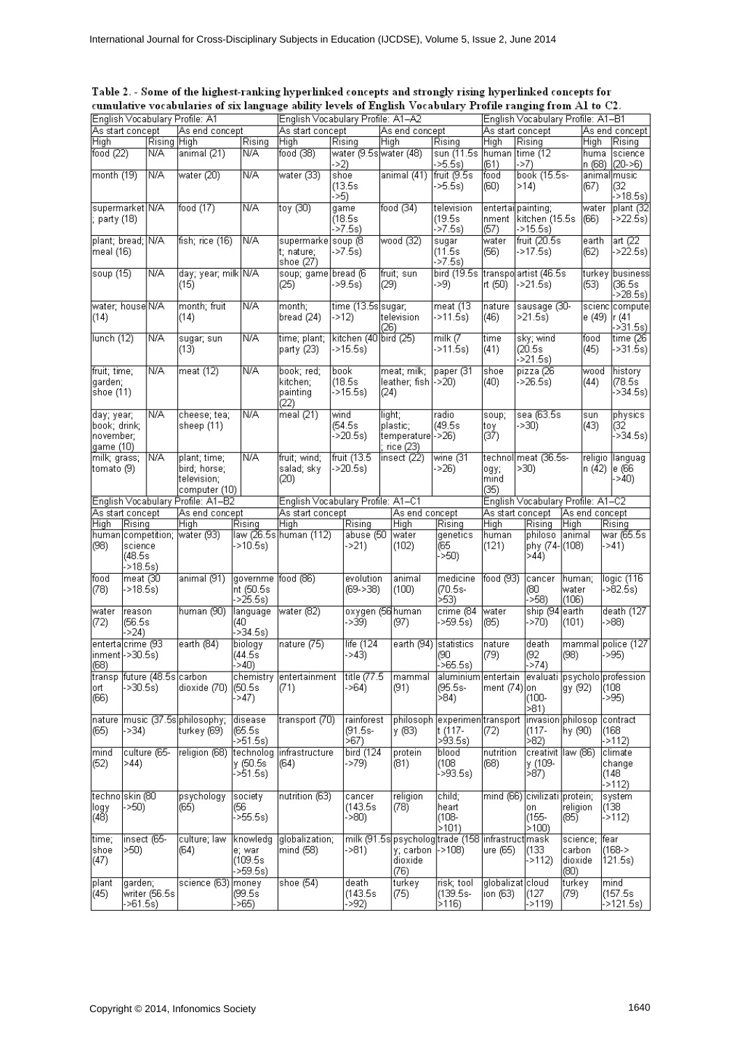**Table 2. - Some of the highest-ranking hyperlinked concepts and strongly rising hyperlinked concepts for cumulative vocabularies of six language ability levels of English Vocabulary Profile ranging from A1 to C2.**

| English Vocabulary Profile: A1 | | | | English Vocabulary Profile: A1–A2 | | | | English Vocabulary Profile: A1–B1 | | | |
|---|---|---|---|---|---|---|---|---|---|---|---|
| As start concept | | As end concept | | As start concept | | As end concept | | As start concept | | As end concept | |
| High | Rising | High | Rising | High | Rising | High | Rising | High | Rising | High | Rising |
| food (22) | N/A | animal (21) | N/A | food (38) | water (9.5s->2) | water (48) | sun (11.5s->5.5s) | human (61) | time (12->7) | human (68) | science (20->6) |
| month (19) | N/A | water (20) | N/A | water (33) | shoe (13.5s->5) | animal (41) | fruit (9.5s->5.5s) | food (60) | book (15.5s->14) | animal (67) | music (32->18.5s) |
| supermarket; party (18) | N/A | food (17) | N/A | toy (30) | game (18.5s->7.5s) | food (34) | television (19.5s->7.5s) | entertainment (57) | painting; kitchen (15.5s->15.5s) | water (66) | plant (32->22.5s) |
| plant; bread; meal (16) | N/A | fish; rice (16) | N/A | supermarket; nature; shoe (27) | soup (8->7.5s) | wood (32) | sugar (11.5s->7.5s) | water (56) | fruit (20.5s->17.5s) | earth (62) | art (22->22.5s) |
| soup (15) | N/A | day; year; milk (15) | N/A | soup; game (25) | bread (6->9.5s) | fruit; sun (29) | bird (19.5s->9) | transport (50) | artist (46.5s->21.5s) | turkey (53) | business (36.5s->28.5s) |
| water; house (14) | N/A | month; fruit (14) | N/A | month; bread (24) | time (13.5s->12) | sugar; television (26) | meat (13->11.5s) | nature (46) | sausage (30->21.5s) | science (49) | computer (41->31.5s) |
| lunch (12) | N/A | sugar; sun (13) | N/A | time; plant; party (23) | kitchen (40->15.5s) | bird (25) | milk (7->11.5s) | time (41) | sky; wind (20.5s->21.5s) | food (45) | time (26->31.5s) |
| fruit; time; garden; shoe (11) | N/A | meat (12) | N/A | book; red; kitchen; painting (22) | book (18.5s->15.5s) | meat; milk; leather; fish (24) | paper (31->20) | shoe (40) | pizza (26->26.5s) | wood (44) | history (78.5s->34.5s) |
| day; year; book; drink; november; game (10) | N/A | cheese; tea; sheep (11) | N/A | meal (21) | wind (54.5s->20.5s) | light; plastic; temperature; rice (23) | radio (49.5s->26) | soup; toy (37) | sea (63.5s->30) | sun (43) | physics (32->34.5s) |
| milk; grass; tomato (9) | N/A | plant; time; bird; horse; television; computer (10) | N/A | fruit; wind; salad; sky (20) | fruit (13.5->20.5s) | insect (22) | wine (31->26) | technology; mind (35) | meat (36.5s->30) | religion (42) | language (66->40) |
| **English Vocabulary Profile: A1–B2** | | | | **English Vocabulary Profile: A1–C1** | | | | **English Vocabulary Profile: A1–C2** | | | |
| As start concept | | As end concept | | As start concept | | As end concept | | As start concept | | As end concept | |
| High | Rising | High | Rising | High | Rising | High | Rising | High | Rising | High | Rising |
| human (98) | competition; science (48.5s->18.5s) | water (93) | law (26.5s->10.5s) | human (112) | abuse (50->21) | water (102) | genetics (65->50) | human (121) | philosophy (74->44) | animal (108) | war (65.5s->41) |
| food (78) | meat (30->18.5s) | animal (91) | government (50.5s->25.5s) | food (86) | evolution (69->38) | animal (100) | medicine (70.5s->53) | food (93) | cancer (80->58) | human; water (106) | logic (116->82.5s) |
| water (72) | reason (56.5s->24) | human (90) | language (40->34.5s) | water (82) | oxygen (56->39) | human (97) | crime (84->59.5s) | water (85) | ship (94->70) | earth (101) | death (127->88) |
| entertainment (68) | crime (93->30.5s) | earth (84) | biology (44.5s->40) | nature (75) | life (124->43) | earth (94) | statistics (90->65.5s) | nature (79) | death (92->74) | mammal (98) | police (127->95) |
| transport (66) | future (48.5s->30.5s) | carbon dioxide (70) | chemistry (50.5s->47) | entertainment (71) | title (77.5->64) | mammal (91) | aluminium (95.5s->84) | entertainment (74) | evaluation (100->81) | psychology (92) | profession (108->95) |
| nature (65) | music (37.5s->34) | philosophy; turkey (69) | disease (65.5s->51.5s) | transport (70) | rainforest (91.5s->67) | philosophy (83) | experiment (117->93.5s) | transport (72) | invasion (117->82) | philosophy (90) | contract (168->112) |
| mind (52) | culture (65->44) | religion (68) | technology (50.5s->51.5s) | infrastructure (64) | bird (124->79) | protein (81) | blood (108->93.5s) | nutrition (68) | creativity (109->87) | law (86) | climate change (148->112) |
| technology (48) | skin (80->50) | psychology (65) | society (56->55.5s) | nutrition (63) | cancer (143.5s->80) | religion (78) | child; heart (108->101) | mind (66) | civilization (155->100) | protein; religion (85) | system (138->112) |
| time; shoe (47) | insect (65->50) | culture; law (64) | knowledge; war (109.5s->59.5s) | globalization; mind (58) | milk (91.5s->81) | psychology; carbon dioxide (76) | trade (158->108) | infrastructure (65) | mask (133->112) | science; carbon dioxide (80) | fear (168->121.5s) |
| plant (45) | garden; writer (56.5s->61.5s) | science (63) | money (99.5s->65) | shoe (54) | death (143.5s->92) | turkey (75) | risk; tool (139.5s->116) | globalization (63) | cloud (127->119) | turkey (79) | mind (157.5s->121.5s) |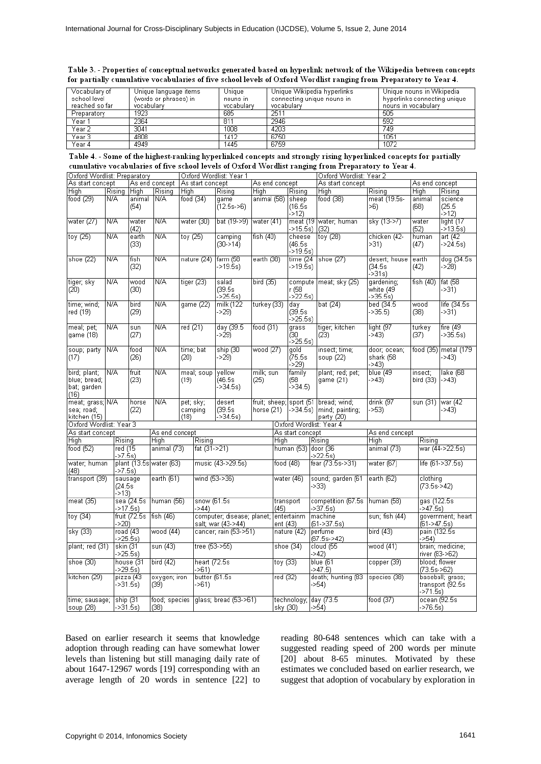**Table 3. - Properties of conceptual networks generated based on hyperlink network of the Wikipedia between concepts for partially cumulative vocabularies of five school levels of Oxford Wordlist ranging from Preparatory to Year 4.**

| Vocabulary of school level reached so far | Unique language items (words or phrases) in vocabulary | Unique nouns in vocabulary | Unique Wikipedia hyperlinks connecting unique nouns in vocabulary | Unique nouns in Wikipedia hyperlinks connecting unique nouns in vocabulary |
|---|---|---|---|---|
| Preparatory | 1923 | 685 | 2511 | 505 |
| Year 1 | 2364 | 811 | 2946 | 592 |
| Year 2 | 3041 | 1008 | 4203 | 749 |
| Year 3 | 4808 | 1412 | 6750 | 1051 |
| Year 4 | 4949 | 1445 | 6759 | 1072 |

**Table 4. - Some of the highest-ranking hyperlinked concepts and strongly rising hyperlinked concepts for partially cumulative vocabularies of five school levels of Oxford Wordlist ranging from Preparatory to Year 4.**

| Oxford Wordlist: Preparatory | | | | Oxford Wordlist: Year 1 | | | | Oxford Wordlist: Year 2 | | | |
|---|---|---|---|---|---|---|---|---|---|---|---|
| As start concept | | As end concept | | As start concept | | As end concept | | As start concept | | As end concept | |
| High | Rising | High | Rising | High | Rising | High | Rising | High | Rising | High | Rising |
| food (29) | N/A | animal (54) | N/A | food (34) | game (12.5s->6) | animal (58) | sheep (16.5s ->12) | food (38) | meat (19.5s->6) | animal (68) | science (25.5 ->12) |
| water (27) | N/A | water (42) | N/A | water (30) | bat (19->9) | water (41) | meat (19 ->15.5s) | water; human (32) | sky (13->7) | water (52) | light (17 ->13.5s) |
| toy (25) | N/A | earth (33) | N/A | toy (25) | camping (30->14) | fish (40) | cheese (46.5s ->19.5s) | toy (28) | chicken (42->31) | human (47) | art (42 ->24.5s) |
| shoe (22) | N/A | fish (32) | N/A | nature (24) | farm (58 ->19.5s) | earth (38) | time (24 ->19.5s) | shoe (27) | desert; house (34.5s ->31s) | earth (42) | dog (34.5s ->28) |
| tiger; sky (20) | N/A | wood (30) | N/A | tiger (23) | salad (39.5s ->25.5s) | bird (35) | computer (58 ->22.5s) | meat; sky (25) | gardening; white (49 ->35.5s) | fish (40) | fat (58 ->31) |
| time; wind; red (19) | N/A | bird (29) | N/A | game (22) | milk (122 ->29) | turkey (33) | day (39.5s ->25.5s) | bat (24) | bed (34.5 ->35.5) | wood (38) | life (34.5s ->31) |
| meal; pet; game (18) | N/A | sun (27) | N/A | red (21) | day (39.5 ->29) | food (31) | grass (30 ->25.5s) | tiger; kitchen (23) | light (97 ->43) | turkey (37) | fire (49 ->35.5s) |
| soup; party (17) | N/A | food (26) | N/A | time; bat (20) | ship (30 ->29) | wood (27) | gold (75.5s ->29) | insect; time; soup (22) | door; ocean; shark (58 ->43) | food (35) | metal (179 ->43) |
| bird; plant; blue; bread; bat; garden (16) | N/A | fruit (23) | N/A | meal; soup (19) | yellow (46.5s ->34.5s) | milk; sun (25) | family (58 ->34.5) | plant; red; pet; game (21) | blue (49 ->43) | insect; bird (33) | lake (68 ->43) |
| meat; grass; sea; road; kitchen (15) | N/A | horse (22) | N/A | pet; sky; camping (18) | desert (39.5s ->34.5s) | fruit; sheep; horse (21) | sport (51 ->34.5s) | bread; wind; mind; painting; party (20) | drink (97 ->53) | sun (31) | war (42 ->43) |

| Oxford Wordlist: Year 3 | | | | Oxford Wordlist: Year 4 | | | |
|---|---|---|---|---|---|---|---|
| As start concept | | As end concept | | As start concept | | As end concept | |
| High | Rising | High | Rising | High | Rising | High | Rising |
| food (52) | red (15 ->7.5s) | animal (73) | fat (31->21) | human (53) | door (36 ->22.5s) | animal (73) | war (44->22.5s) |
| water; human (48) | plant (13.5s ->7.5s) | water (63) | music (43->29.5s) | food (48) | fear (73.5s->31) | water (67) | life (61->37.5s) |
| transport (39) | sausage (24.5s ->13) | earth (61) | wind (53->36) | water (46) | sound; garden (61 ->33) | earth (62) | clothing (73.5s->42) |
| meat (35) | sea (24.5s ->17.5s) | human (56) | snow (61.5s ->44) | transport (45) | competition (67.5s ->37.5s) | human (58) | gas (122.5s ->47.5s) |
| toy (34) | fruit (72.5s ->20) | fish (46) | computer; disease; planet; salt; war (43->44) | entertainment (43) | machine (61->37.5s) | sun; fish (44) | government; heart (61->47.5s) |
| sky (33) | road (43 ->25.5s) | wood (44) | cancer; rain (53->51) | nature (42) | perfume (67.5s->42) | bird (43) | pain (132.5s ->54) |
| plant; red (31) | skin (31 ->25.5s) | sun (43) | tree (53->55) | shoe (34) | cloud (55 ->42) | wood (41) | brain; medicine; river (83->62) |
| shoe (30) | house (31 ->29.5s) | bird (42) | heart (72.5s ->61) | toy (33) | blue (61 ->47.5) | copper (39) | blood; flower (73.5s->62) |
| kitchen (29) | pizza (43 ->31.5s) | oxygen; iron (39) | butter (61.5s ->61) | red (32) | death; hunting (83 ->54) | species (38) | baseball; grass; transport (92.5s ->71.5s) |
| time; sausage; soup (28) | ship (31 ->31.5s) | food; species (38) | glass; bread (53->61) | technology; sky (30) | day (73.5 ->54) | food (37) | ocean (92.5s ->76.5s) |

Based on earlier research it seems that knowledge adoption through reading can have somewhat lower levels than listening but still managing daily rate of about 1647-12967 words [19] corresponding with an average length of 20 words in sentence [22] to reading 80-648 sentences which can take with a suggested reading speed of 200 words per minute [20] about 8-65 minutes. Motivated by these estimates we concluded based on earlier research, we suggest that adoption of vocabulary by exploration in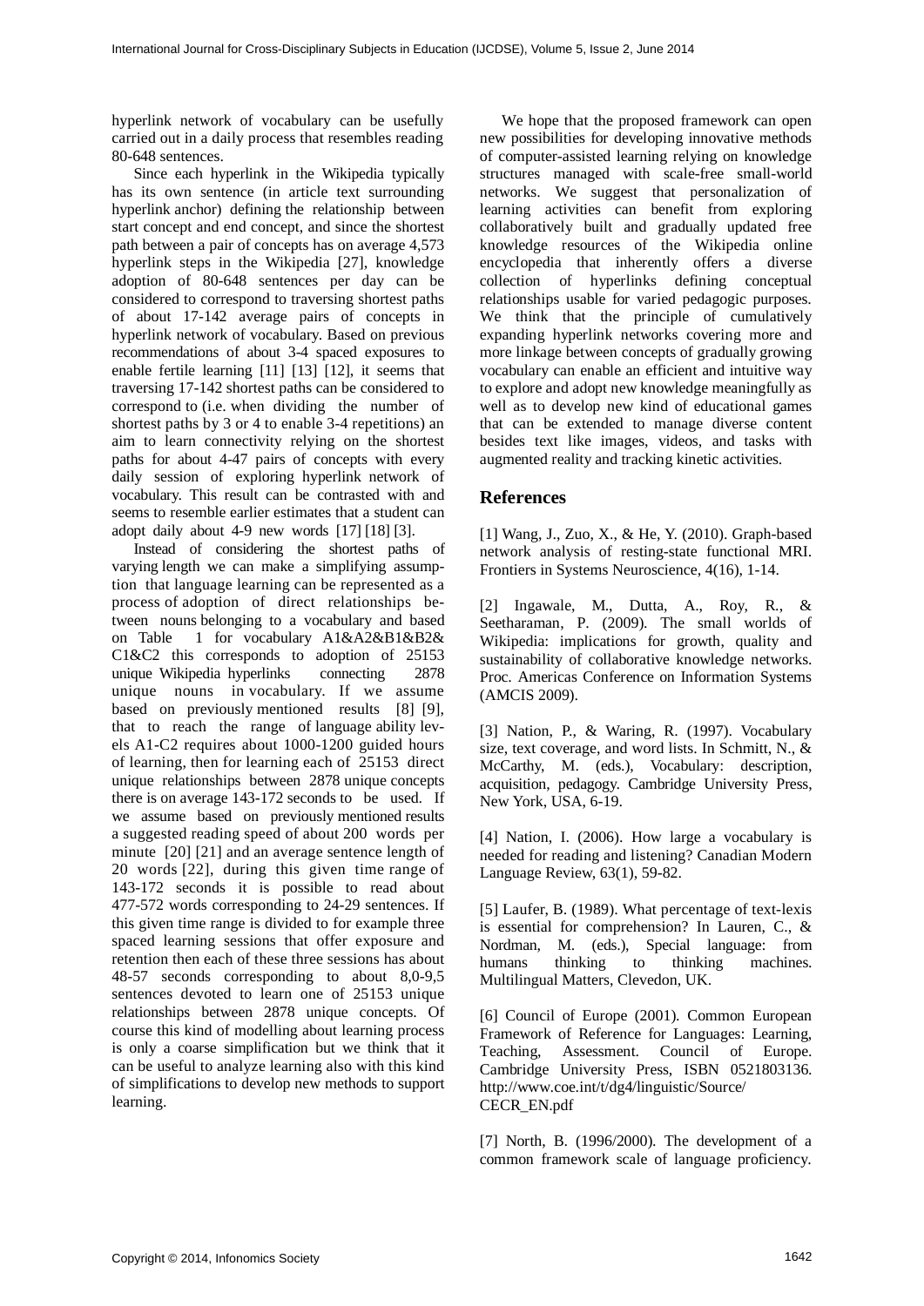hyperlink network of vocabulary can be usefully carried out in a daily process that resembles reading 80-648 sentences.

Since each hyperlink in the Wikipedia typically has its own sentence (in article text surrounding hyperlink anchor) defining the relationship between start concept and end concept, and since the shortest path between a pair of concepts has on average 4,573 hyperlink steps in the Wikipedia [27], knowledge adoption of 80-648 sentences per day can be considered to correspond to traversing shortest paths of about 17-142 average pairs of concepts in hyperlink network of vocabulary. Based on previous recommendations of about 3-4 spaced exposures to enable fertile learning [11] [13] [12], it seems that traversing 17-142 shortest paths can be considered to correspond to (i.e. when dividing the number of shortest paths by 3 or 4 to enable 3-4 repetitions) an aim to learn connectivity relying on the shortest paths for about 4-47 pairs of concepts with every daily session of exploring hyperlink network of vocabulary. This result can be contrasted with and seems to resemble earlier estimates that a student can adopt daily about 4-9 new words [17] [18] [3].

Instead of considering the shortest paths of varying length we can make a simplifying assumption that language learning can be represented as a process of adoption of direct relationships between nouns belonging to a vocabulary and based on Table 1 for vocabulary A1&A2&B1&B2&C1&C2 this corresponds to adoption of 25153 unique Wikipedia hyperlinks connecting 2878 unique nouns in vocabulary. If we assume based on previously mentioned results [8] [9], that to reach the range of language ability levels A1-C2 requires about 1000-1200 guided hours of learning, then for learning each of 25153 direct unique relationships between 2878 unique concepts there is on average 143-172 seconds to be used. If we assume based on previously mentioned results a suggested reading speed of about 200 words per minute [20] [21] and an average sentence length of 20 words [22], during this given time range of 143-172 seconds it is possible to read about 477-572 words corresponding to 24-29 sentences. If this given time range is divided to for example three spaced learning sessions that offer exposure and retention then each of these three sessions has about 48-57 seconds corresponding to about 8,0-9,5 sentences devoted to learn one of 25153 unique relationships between 2878 unique concepts. Of course this kind of modelling about learning process is only a coarse simplification but we think that it can be useful to analyze learning also with this kind of simplifications to develop new methods to support learning.

We hope that the proposed framework can open new possibilities for developing innovative methods of computer-assisted learning relying on knowledge structures managed with scale-free small-world networks. We suggest that personalization of learning activities can benefit from exploring collaboratively built and gradually updated free knowledge resources of the Wikipedia online encyclopedia that inherently offers a diverse collection of hyperlinks defining conceptual relationships usable for varied pedagogic purposes. We think that the principle of cumulatively expanding hyperlink networks covering more and more linkage between concepts of gradually growing vocabulary can enable an efficient and intuitive way to explore and adopt new knowledge meaningfully as well as to develop new kind of educational games that can be extended to manage diverse content besides text like images, videos, and tasks with augmented reality and tracking kinetic activities.

## References

[1] Wang, J., Zuo, X., & He, Y. (2010). Graph-based network analysis of resting-state functional MRI. Frontiers in Systems Neuroscience, 4(16), 1-14.

[2] Ingawale, M., Dutta, A., Roy, R., & Seetharaman, P. (2009). The small worlds of Wikipedia: implications for growth, quality and sustainability of collaborative knowledge networks. Proc. Americas Conference on Information Systems (AMCIS 2009).

[3] Nation, P., & Waring, R. (1997). Vocabulary size, text coverage, and word lists. In Schmitt, N., & McCarthy, M. (eds.), Vocabulary: description, acquisition, pedagogy. Cambridge University Press, New York, USA, 6-19.

[4] Nation, I. (2006). How large a vocabulary is needed for reading and listening? Canadian Modern Language Review, 63(1), 59-82.

[5] Laufer, B. (1989). What percentage of text-lexis is essential for comprehension? In Lauren, C., & Nordman, M. (eds.), Special language: from humans thinking to thinking machines. Multilingual Matters, Clevedon, UK.

[6] Council of Europe (2001). Common European Framework of Reference for Languages: Learning, Teaching, Assessment. Council of Europe. Cambridge University Press, ISBN 0521803136. http://www.coe.int/t/dg4/linguistic/Source/CECR_EN.pdf

[7] North, B. (1996/2000). The development of a common framework scale of language proficiency.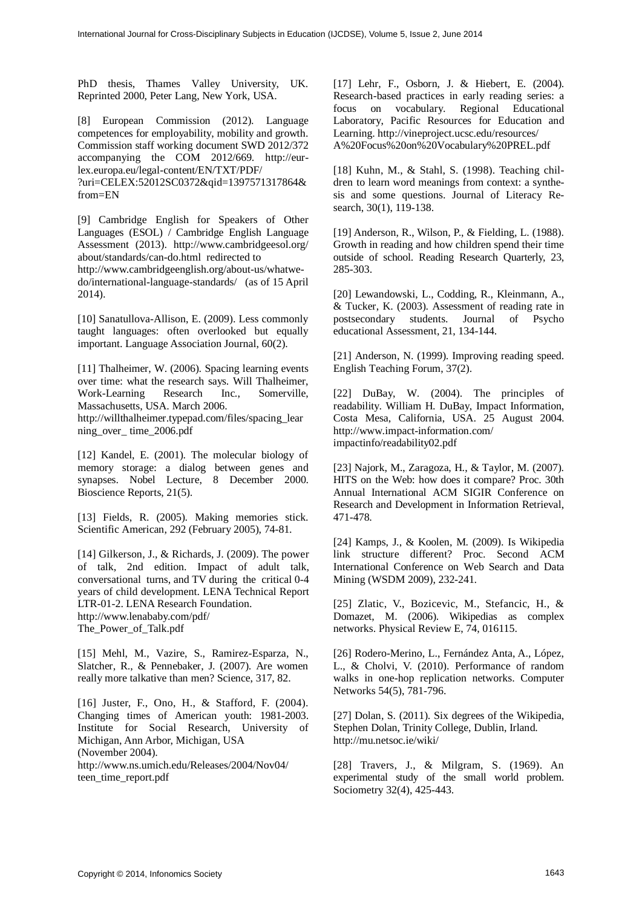PhD thesis, Thames Valley University, UK. Reprinted 2000, Peter Lang, New York, USA.

[8] European Commission (2012). Language competences for employability, mobility and growth. Commission staff working document SWD 2012/372 accompanying the COM 2012/669. http://eur-lex.europa.eu/legal-content/EN/TXT/PDF/?uri=CELEX:52012SC0372&qid=1397571317864&from=EN

[9] Cambridge English for Speakers of Other Languages (ESOL) / Cambridge English Language Assessment (2013). http://www.cambridgeesol.org/about/standards/can-do.html redirected to http://www.cambridgeenglish.org/about-us/whatwe-do/international-language-standards/ (as of 15 April 2014).

[10] Sanatullova-Allison, E. (2009). Less commonly taught languages: often overlooked but equally important. Language Association Journal, 60(2).

[11] Thalheimer, W. (2006). Spacing learning events over time: what the research says. Will Thalheimer, Work-Learning Research Inc., Somerville, Massachusetts, USA. March 2006. http://willthalheimer.typepad.com/files/spacing_learning_over_ time_2006.pdf

[12] Kandel, E. (2001). The molecular biology of memory storage: a dialog between genes and synapses. Nobel Lecture, 8 December 2000. Bioscience Reports, 21(5).

[13] Fields, R. (2005). Making memories stick. Scientific American, 292 (February 2005), 74-81.

[14] Gilkerson, J., & Richards, J. (2009). The power of talk, 2nd edition. Impact of adult talk, conversational turns, and TV during the critical 0-4 years of child development. LENA Technical Report LTR-01-2. LENA Research Foundation. http://www.lenababy.com/pdf/The_Power_of_Talk.pdf

[15] Mehl, M., Vazire, S., Ramirez-Esparza, N., Slatcher, R., & Pennebaker, J. (2007). Are women really more talkative than men? Science, 317, 82.

[16] Juster, F., Ono, H., & Stafford, F. (2004). Changing times of American youth: 1981-2003. Institute for Social Research, University of Michigan, Ann Arbor, Michigan, USA (November 2004). http://www.ns.umich.edu/Releases/2004/Nov04/teen_time_report.pdf

[17] Lehr, F., Osborn, J. & Hiebert, E. (2004). Research-based practices in early reading series: a focus on vocabulary. Regional Educational Laboratory, Pacific Resources for Education and Learning. http://vineproject.ucsc.edu/resources/A%20Focus%20on%20Vocabulary%20PREL.pdf

[18] Kuhn, M., & Stahl, S. (1998). Teaching children to learn word meanings from context: a synthesis and some questions. Journal of Literacy Research, 30(1), 119-138.

[19] Anderson, R., Wilson, P., & Fielding, L. (1988). Growth in reading and how children spend their time outside of school. Reading Research Quarterly, 23, 285-303.

[20] Lewandowski, L., Codding, R., Kleinmann, A., & Tucker, K. (2003). Assessment of reading rate in postsecondary students. Journal of Psycho educational Assessment, 21, 134-144.

[21] Anderson, N. (1999). Improving reading speed. English Teaching Forum, 37(2).

[22] DuBay, W. (2004). The principles of readability. William H. DuBay, Impact Information, Costa Mesa, California, USA. 25 August 2004. http://www.impact-information.com/impactinfo/readability02.pdf

[23] Najork, M., Zaragoza, H., & Taylor, M. (2007). HITS on the Web: how does it compare? Proc. 30th Annual International ACM SIGIR Conference on Research and Development in Information Retrieval, 471-478.

[24] Kamps, J., & Koolen, M. (2009). Is Wikipedia link structure different? Proc. Second ACM International Conference on Web Search and Data Mining (WSDM 2009), 232-241.

[25] Zlatic, V., Bozicevic, M., Stefancic, H., & Domazet, M. (2006). Wikipedias as complex networks. Physical Review E, 74, 016115.

[26] Rodero-Merino, L., Fernández Anta, A., López, L., & Cholvi, V. (2010). Performance of random walks in one-hop replication networks. Computer Networks 54(5), 781-796.

[27] Dolan, S. (2011). Six degrees of the Wikipedia, Stephen Dolan, Trinity College, Dublin, Irland. http://mu.netsoc.ie/wiki/

[28] Travers, J., & Milgram, S. (1969). An experimental study of the small world problem. Sociometry 32(4), 425-443.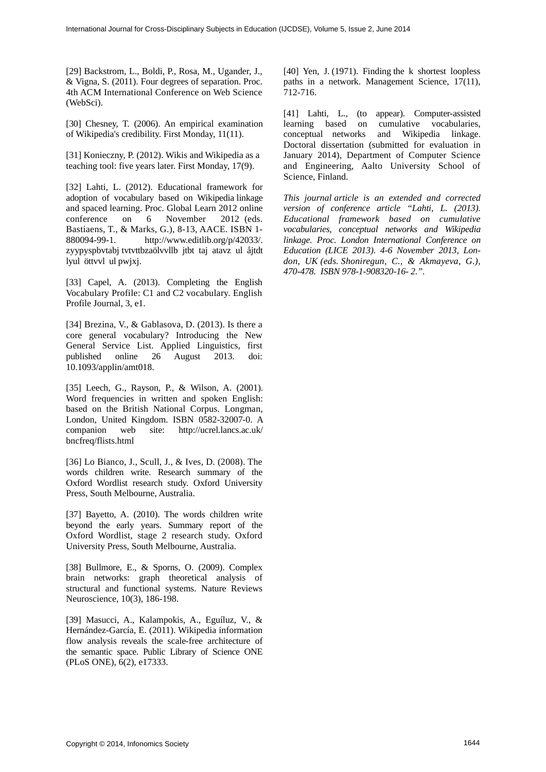[29] Backstrom, L., Boldi, P., Rosa, M., Ugander, J., & Vigna, S. (2011). Four degrees of separation. Proc. 4th ACM International Conference on Web Science (WebSci).

[30] Chesney, T. (2006). An empirical examination of Wikipedia's credibility. First Monday, 11(11).

[31] Konieczny, P. (2012). Wikis and Wikipedia as a teaching tool: five years later. First Monday, 17(9).

[32] Lahti, L. (2012). Educational framework for adoption of vocabulary based on Wikipedia linkage and spaced learning. Proc. Global Learn 2012 online conference on 6 November 2012 (eds. Bastiaens, T., & Marks, G.), 8-13, AACE. ISBN 1-880094-99-1. http://www.editlib.org/p/42033/. zyypyspbvtabj tvtvttbzaölvvllb jtbt taj atavz ul åjtdt lyul öttvvl ul pwjxj.

[33] Capel, A. (2013). Completing the English Vocabulary Profile: C1 and C2 vocabulary. English Profile Journal, 3, e1.

[34] Brezina, V., & Gablasova, D. (2013). Is there a core general vocabulary? Introducing the New General Service List. Applied Linguistics, first published online 26 August 2013. doi: 10.1093/applin/amt018.

[35] Leech, G., Rayson, P., & Wilson, A. (2001). Word frequencies in written and spoken English: based on the British National Corpus. Longman, London, United Kingdom. ISBN 0582-32007-0. A companion web site: http://ucrel.lancs.ac.uk/bncfreq/flists.html

[36] Lo Bianco, J., Scull, J., & Ives, D. (2008). The words children write. Research summary of the Oxford Wordlist research study. Oxford University Press, South Melbourne, Australia.

[37] Bayetto, A. (2010). The words children write beyond the early years. Summary report of the Oxford Wordlist, stage 2 research study. Oxford University Press, South Melbourne, Australia.

[38] Bullmore, E., & Sporns, O. (2009). Complex brain networks: graph theoretical analysis of structural and functional systems. Nature Reviews Neuroscience, 10(3), 186-198.

[39] Masucci, A., Kalampokis, A., Eguíluz, V., & Hernández-García, E. (2011). Wikipedia information flow analysis reveals the scale-free architecture of the semantic space. Public Library of Science ONE (PLoS ONE), 6(2), e17333.

[40] Yen, J. (1971). Finding the k shortest loopless paths in a network. Management Science, 17(11), 712-716.

[41] Lahti, L., (to appear). Computer-assisted learning based on cumulative vocabularies, conceptual networks and Wikipedia linkage. Doctoral dissertation (submitted for evaluation in January 2014), Department of Computer Science and Engineering, Aalto University School of Science, Finland.

*This journal article is an extended and corrected version of conference article "Lahti, L. (2013). Educational framework based on cumulative vocabularies, conceptual networks and Wikipedia linkage. Proc. London International Conference on Education (LICE 2013). 4-6 November 2013, London, UK (eds. Shoniregun, C., & Akmayeva, G.), 470-478. ISBN 978-1-908320-16- 2.".*